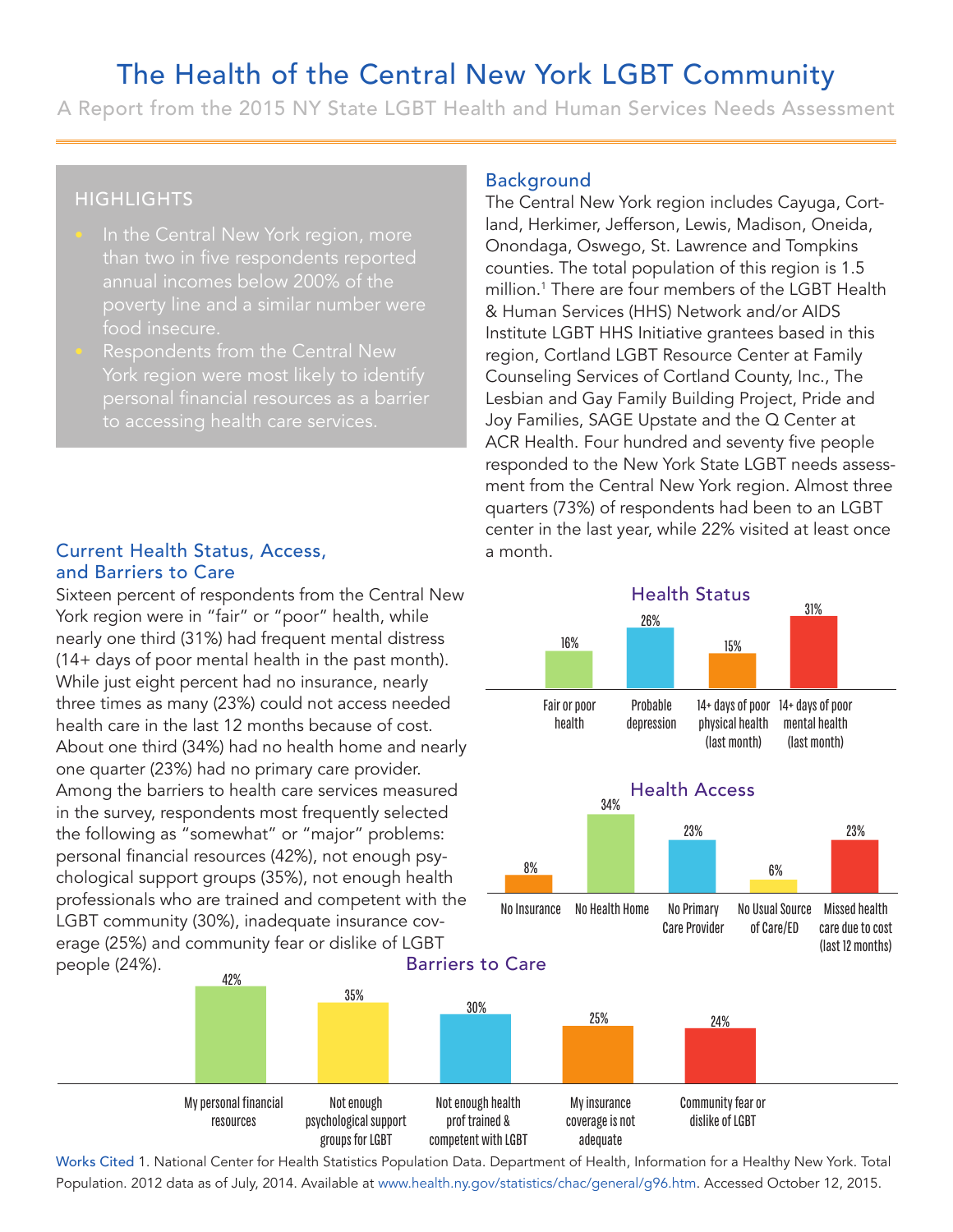# The Health of the Central New York LGBT Community

A Report from the 2015 NY State LGBT Health and Human Services Needs Assessment

## HIGHLIGHTS

- In the Central New York region, more than two in five respondents reported annual incomes below 200% of the poverty line and a similar number were food insecure.
- Respondents from the Central New York region were most likely to identify personal financial resources as a barrier to accessing health care services.

## Background

The Central New York region includes Cayuga, Cortland, Herkimer, Jefferson, Lewis, Madison, Oneida, Onondaga, Oswego, St. Lawrence and Tompkins counties. The total population of this region is 1.5 million.[1] There are four members of the LGBT Health & Human Services (HHS) Network and/or AIDS Institute LGBT HHS Initiative grantees based in this region, Cortland LGBT Resource Center at Family Counseling Services of Cortland County, Inc., The Lesbian and Gay Family Building Project, Pride and Joy Families, SAGE Upstate and the Q Center at ACR Health. Four hundred and seventy five people responded to the New York State LGBT needs assessment from the Central New York region. Almost three quarters (73%) of respondents had been to an LGBT center in the last year, while 22% visited at least once a month.

## Current Health Status, Access, and Barriers to Care

Sixteen percent of respondents from the Central New York region were in "fair" or "poor" health, while nearly one third (31%) had frequent mental distress (14+ days of poor mental health in the past month). While just eight percent had no insurance, nearly three times as many (23%) could not access needed health care in the last 12 months because of cost. About one third (34%) had no health home and nearly one quarter (23%) had no primary care provider. Among the barriers to health care services measured in the survey, respondents most frequently selected the following as "somewhat" or "major" problems: personal financial resources (42%), not enough psychological support groups (35%), not enough health professionals who are trained and competent with the LGBT community (30%), inadequate insurance coverage (25%) and community fear or dislike of LGBT people (24%).

### Health Status

| Fair or poor health | Probable depression | 14+ days of poor physical health (last month) | 14+ days of poor mental health (last month) |
|---|---|---|---|
| 16% | 26% | 15% | 31% |

### Health Access

| No Insurance | No Health Home | No Primary Care Provider | No Usual Source of Care/ED | Missed health care due to cost (last 12 months) |
|---|---|---|---|---|
| 8% | 34% | 23% | 6% | 23% |

### Barriers to Care

| My personal financial resources | Not enough psychological support groups for LGBT | Not enough health prof trained & competent with LGBT | My insurance coverage is not adequate | Community fear or dislike of LGBT |
|---|---|---|---|---|
| 42% | 35% | 30% | 25% | 24% |

Works Cited 1. National Center for Health Statistics Population Data. Department of Health, Information for a Healthy New York. Total Population. 2012 data as of July, 2014. Available at www.health.ny.gov/statistics/chac/general/g96.htm. Accessed October 12, 2015.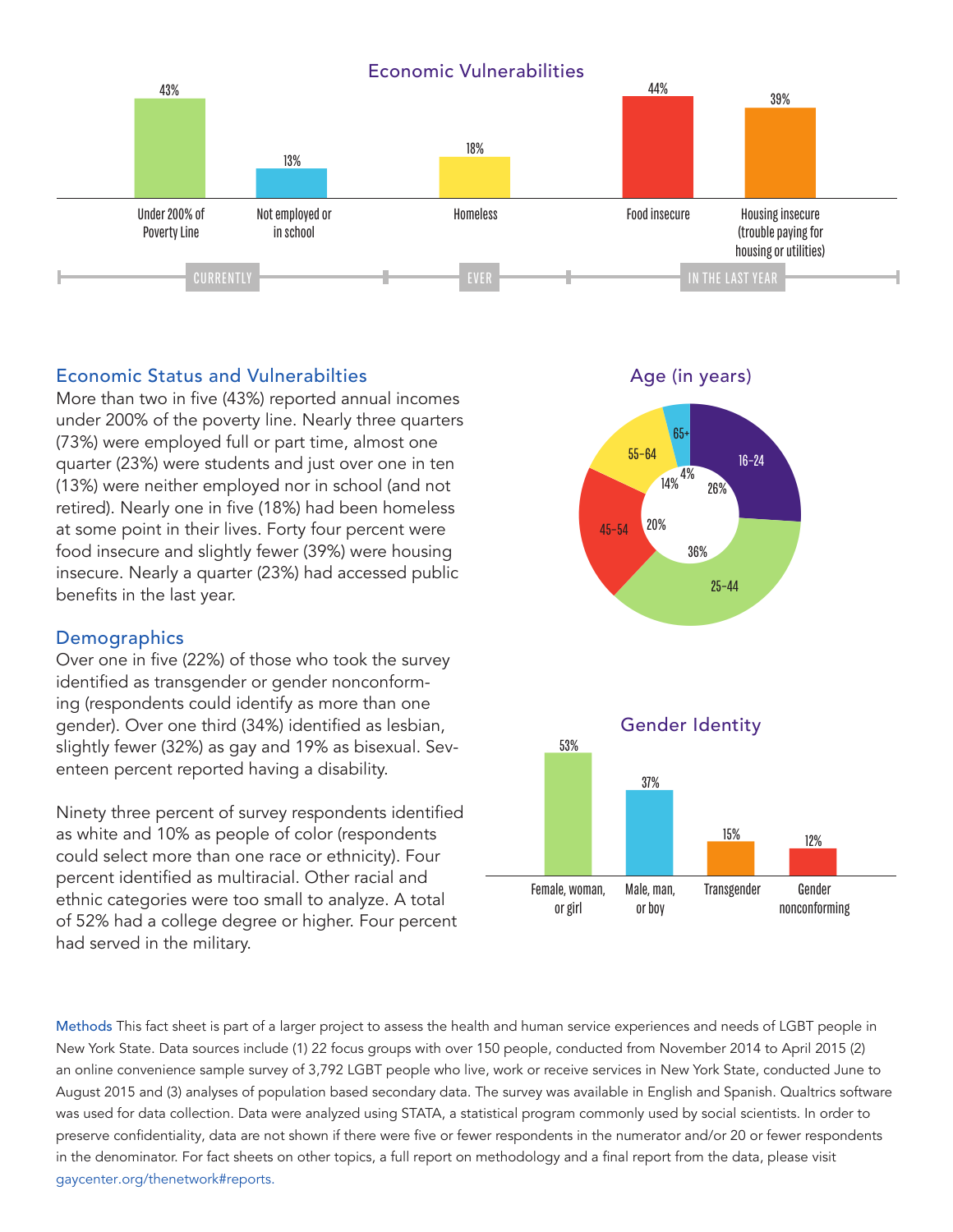## Economic Vulnerabilities

43%
Under 200% of Poverty Line

13%
Not employed or in school

18%
Homeless

44%
Food insecure

39%
Housing insecure (trouble paying for housing or utilities)

CURRENTLY EVER IN THE LAST YEAR

### Economic Status and Vulnerabilties

More than two in five (43%) reported annual incomes under 200% of the poverty line. Nearly three quarters (73%) were employed full or part time, almost one quarter (23%) were students and just over one in ten (13%) were neither employed nor in school (and not retired). Nearly one in five (18%) had been homeless at some point in their lives. Forty four percent were food insecure and slightly fewer (39%) were housing insecure. Nearly a quarter (23%) had accessed public benefits in the last year.

### Demographics

Over one in five (22%) of those who took the survey identified as transgender or gender nonconforming (respondents could identify as more than one gender). Over one third (34%) identified as lesbian, slightly fewer (32%) as gay and 19% as bisexual. Seventeen percent reported having a disability.

Ninety three percent of survey respondents identified as white and 10% as people of color (respondents could select more than one race or ethnicity). Four percent identified as multiracial. Other racial and ethnic categories were too small to analyze. A total of 52% had a college degree or higher. Four percent had served in the military.

## Age (in years)

16–24
26%

25–44
36%

45–54
20%

55–64
14%

65+
4%

## Gender Identity

53%
Female, woman, or girl

37%
Male, man, or boy

15%
Transgender

12%
Gender nonconforming

**Methods** This fact sheet is part of a larger project to assess the health and human service experiences and needs of LGBT people in New York State. Data sources include (1) 22 focus groups with over 150 people, conducted from November 2014 to April 2015 (2) an online convenience sample survey of 3,792 LGBT people who live, work or receive services in New York State, conducted June to August 2015 and (3) analyses of population based secondary data. The survey was available in English and Spanish. Qualtrics software was used for data collection. Data were analyzed using STATA, a statistical program commonly used by social scientists. In order to preserve confidentiality, data are not shown if there were five or fewer respondents in the numerator and/or 20 or fewer respondents in the denominator. For fact sheets on other topics, a full report on methodology and a final report from the data, please visit gaycenter.org/thenetwork#reports.